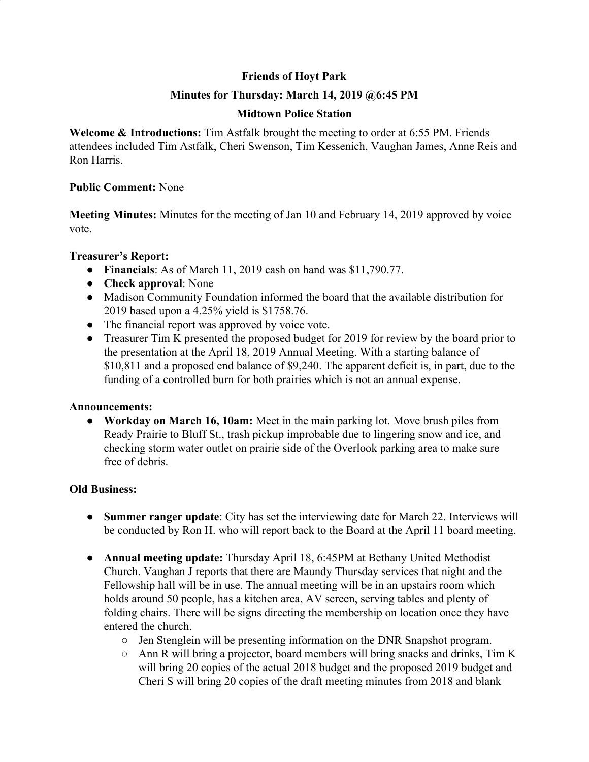**Friends of Hoyt Park**

**Minutes for Thursday: March 14, 2019 @6:45 PM**

**Midtown Police Station**

**Welcome & Introductions:** Tim Astfalk brought the meeting to order at 6:55 PM. Friends attendees included Tim Astfalk, Cheri Swenson, Tim Kessenich, Vaughan James, Anne Reis and Ron Harris.

**Public Comment:** None

**Meeting Minutes:** Minutes for the meeting of Jan 10 and February 14, 2019 approved by voice vote.

**Treasurer's Report:**

- **Financials**: As of March 11, 2019 cash on hand was $11,790.77.
- **Check approval**: None
- Madison Community Foundation informed the board that the available distribution for 2019 based upon a 4.25% yield is $1758.76.
- The financial report was approved by voice vote.
- Treasurer Tim K presented the proposed budget for 2019 for review by the board prior to the presentation at the April 18, 2019 Annual Meeting. With a starting balance of $10,811 and a proposed end balance of $9,240. The apparent deficit is, in part, due to the funding of a controlled burn for both prairies which is not an annual expense.

**Announcements:**

- **Workday on March 16, 10am:** Meet in the main parking lot. Move brush piles from Ready Prairie to Bluff St., trash pickup improbable due to lingering snow and ice, and checking storm water outlet on prairie side of the Overlook parking area to make sure free of debris.

**Old Business:**

- **Summer ranger update**: City has set the interviewing date for March 22. Interviews will be conducted by Ron H. who will report back to the Board at the April 11 board meeting.

- **Annual meeting update:** Thursday April 18, 6:45PM at Bethany United Methodist Church. Vaughan J reports that there are Maundy Thursday services that night and the Fellowship hall will be in use. The annual meeting will be in an upstairs room which holds around 50 people, has a kitchen area, AV screen, serving tables and plenty of folding chairs. There will be signs directing the membership on location once they have entered the church.
    - Jen Stenglein will be presenting information on the DNR Snapshot program.
    - Ann R will bring a projector, board members will bring snacks and drinks, Tim K will bring 20 copies of the actual 2018 budget and the proposed 2019 budget and Cheri S will bring 20 copies of the draft meeting minutes from 2018 and blank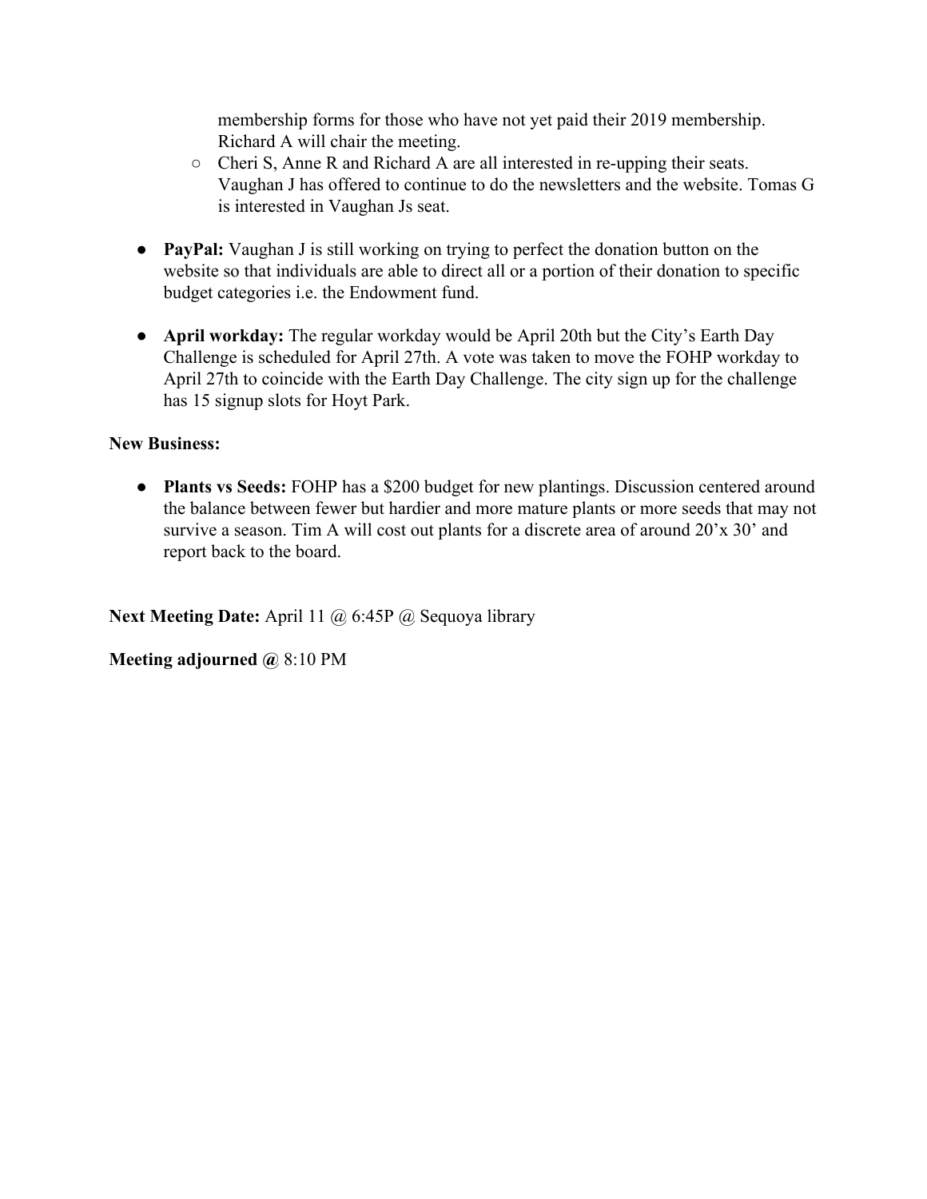membership forms for those who have not yet paid their 2019 membership. Richard A will chair the meeting.
    - Cheri S, Anne R and Richard A are all interested in re-upping their seats. Vaughan J has offered to continue to do the newsletters and the website. Tomas G is interested in Vaughan Js seat.

- **PayPal:** Vaughan J is still working on trying to perfect the donation button on the website so that individuals are able to direct all or a portion of their donation to specific budget categories i.e. the Endowment fund.

- **April workday:** The regular workday would be April 20th but the City's Earth Day Challenge is scheduled for April 27th. A vote was taken to move the FOHP workday to April 27th to coincide with the Earth Day Challenge. The city sign up for the challenge has 15 signup slots for Hoyt Park.

**New Business:**

- **Plants vs Seeds:** FOHP has a $200 budget for new plantings. Discussion centered around the balance between fewer but hardier and more mature plants or more seeds that may not survive a season. Tim A will cost out plants for a discrete area of around 20'x 30' and report back to the board.

**Next Meeting Date:** April 11 @ 6:45P @ Sequoya library

**Meeting adjourned @** 8:10 PM